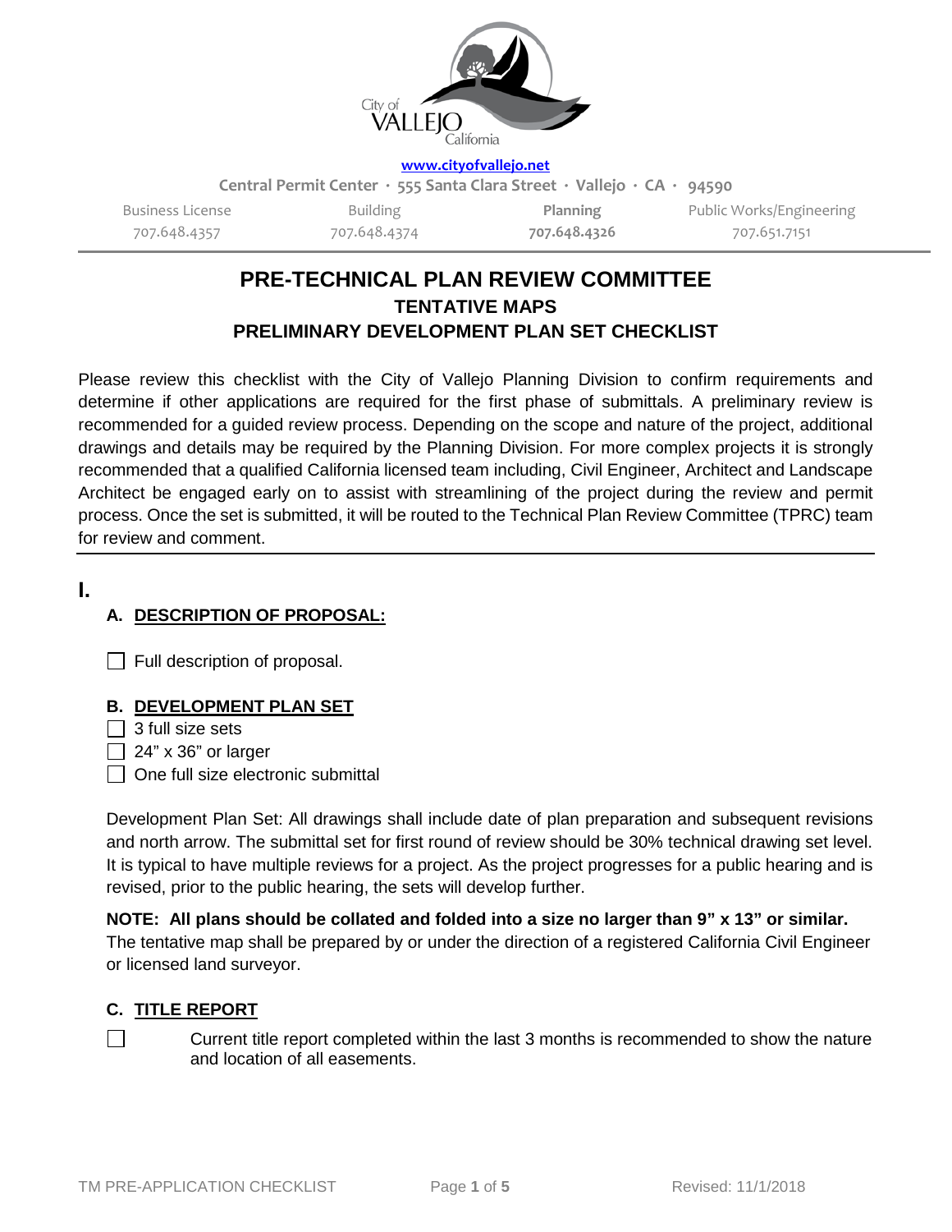City of VALLEJO California

www.cityofvallejo.net

Central Permit Center · 555 Santa Clara Street · Vallejo · CA · 94590

| Business License | Building | Planning | Public Works/Engineering |
| --- | --- | --- | --- |
| 707.648.4357 | 707.648.4374 | **707.648.4326** | 707.651.7151 |

# PRE-TECHNICAL PLAN REVIEW COMMITTEE

## TENTATIVE MAPS

## PRELIMINARY DEVELOPMENT PLAN SET CHECKLIST

Please review this checklist with the City of Vallejo Planning Division to confirm requirements and determine if other applications are required for the first phase of submittals. A preliminary review is recommended for a guided review process. Depending on the scope and nature of the project, additional drawings and details may be required by the Planning Division. For more complex projects it is strongly recommended that a qualified California licensed team including, Civil Engineer, Architect and Landscape Architect be engaged early on to assist with streamlining of the project during the review and permit process. Once the set is submitted, it will be routed to the Technical Plan Review Committee (TPRC) team for review and comment.

---

## I.

### A. DESCRIPTION OF PROPOSAL:

- ☐ Full description of proposal.

### B. DEVELOPMENT PLAN SET

- ☐ 3 full size sets
- ☐ 24" x 36" or larger
- ☐ One full size electronic submittal

Development Plan Set: All drawings shall include date of plan preparation and subsequent revisions and north arrow. The submittal set for first round of review should be 30% technical drawing set level. It is typical to have multiple reviews for a project. As the project progresses for a public hearing and is revised, prior to the public hearing, the sets will develop further.

**NOTE: All plans should be collated and folded into a size no larger than 9" x 13" or similar.** The tentative map shall be prepared by or under the direction of a registered California Civil Engineer or licensed land surveyor.

### C. TITLE REPORT

- ☐ Current title report completed within the last 3 months is recommended to show the nature and location of all easements.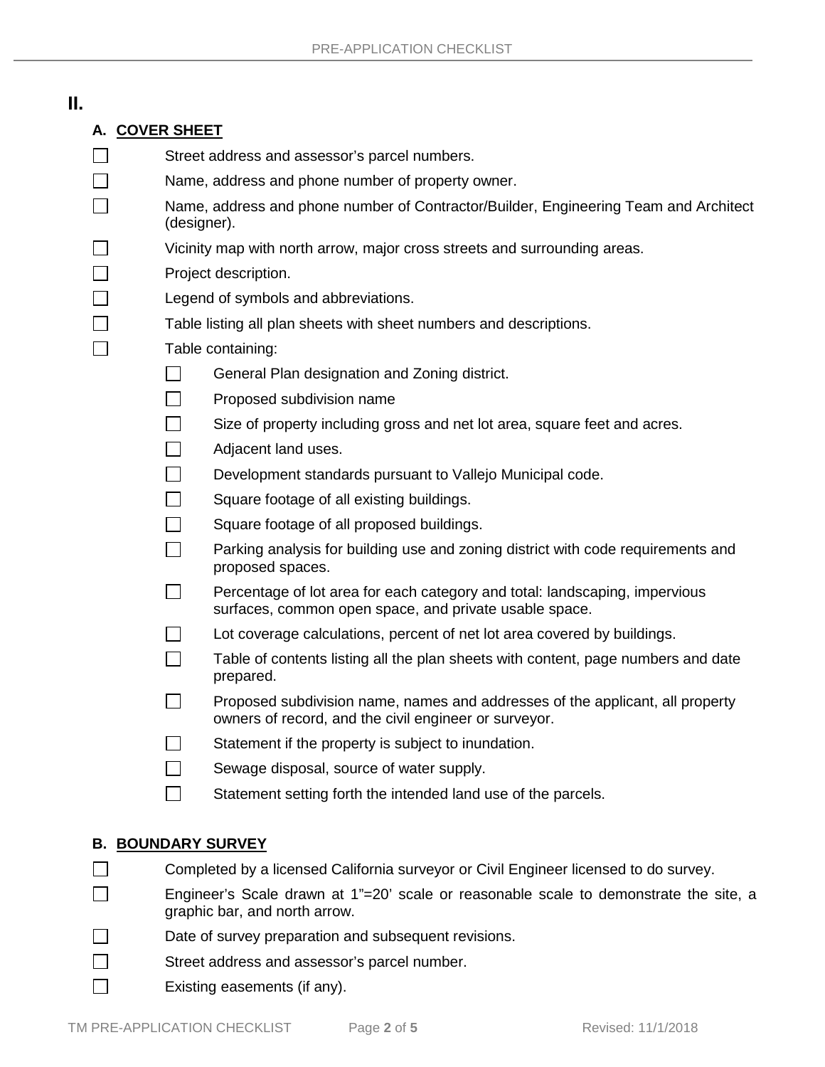# II.

## A. COVER SHEET

- [ ] Street address and assessor's parcel numbers.
- [ ] Name, address and phone number of property owner.
- [ ] Name, address and phone number of Contractor/Builder, Engineering Team and Architect (designer).
- [ ] Vicinity map with north arrow, major cross streets and surrounding areas.
- [ ] Project description.
- [ ] Legend of symbols and abbreviations.
- [ ] Table listing all plan sheets with sheet numbers and descriptions.
- [ ] Table containing:
  - [ ] General Plan designation and Zoning district.
  - [ ] Proposed subdivision name
  - [ ] Size of property including gross and net lot area, square feet and acres.
  - [ ] Adjacent land uses.
  - [ ] Development standards pursuant to Vallejo Municipal code.
  - [ ] Square footage of all existing buildings.
  - [ ] Square footage of all proposed buildings.
  - [ ] Parking analysis for building use and zoning district with code requirements and proposed spaces.
  - [ ] Percentage of lot area for each category and total: landscaping, impervious surfaces, common open space, and private usable space.
  - [ ] Lot coverage calculations, percent of net lot area covered by buildings.
  - [ ] Table of contents listing all the plan sheets with content, page numbers and date prepared.
  - [ ] Proposed subdivision name, names and addresses of the applicant, all property owners of record, and the civil engineer or surveyor.
  - [ ] Statement if the property is subject to inundation.
  - [ ] Sewage disposal, source of water supply.
  - [ ] Statement setting forth the intended land use of the parcels.

## B. BOUNDARY SURVEY

- [ ] Completed by a licensed California surveyor or Civil Engineer licensed to do survey.
- [ ] Engineer's Scale drawn at 1"=20' scale or reasonable scale to demonstrate the site, a graphic bar, and north arrow.
- [ ] Date of survey preparation and subsequent revisions.
- [ ] Street address and assessor's parcel number.
- [ ] Existing easements (if any).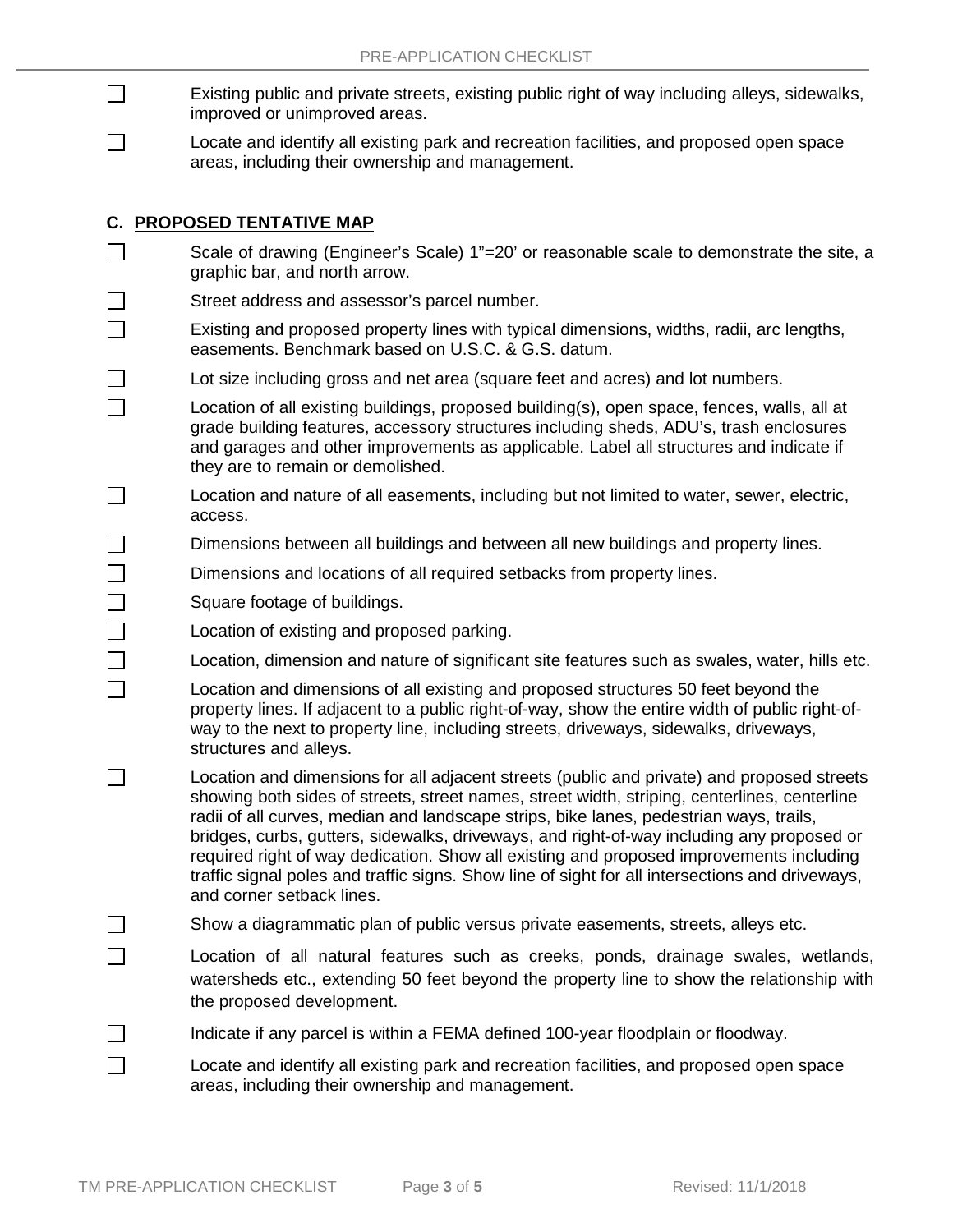- [ ] Existing public and private streets, existing public right of way including alleys, sidewalks, improved or unimproved areas.
- [ ] Locate and identify all existing park and recreation facilities, and proposed open space areas, including their ownership and management.

## C. PROPOSED TENTATIVE MAP

- [ ] Scale of drawing (Engineer's Scale) 1"=20' or reasonable scale to demonstrate the site, a graphic bar, and north arrow.
- [ ] Street address and assessor's parcel number.
- [ ] Existing and proposed property lines with typical dimensions, widths, radii, arc lengths, easements. Benchmark based on U.S.C. & G.S. datum.
- [ ] Lot size including gross and net area (square feet and acres) and lot numbers.
- [ ] Location of all existing buildings, proposed building(s), open space, fences, walls, all at grade building features, accessory structures including sheds, ADU's, trash enclosures and garages and other improvements as applicable. Label all structures and indicate if they are to remain or demolished.
- [ ] Location and nature of all easements, including but not limited to water, sewer, electric, access.
- [ ] Dimensions between all buildings and between all new buildings and property lines.
- [ ] Dimensions and locations of all required setbacks from property lines.
- [ ] Square footage of buildings.
- [ ] Location of existing and proposed parking.
- [ ] Location, dimension and nature of significant site features such as swales, water, hills etc.
- [ ] Location and dimensions of all existing and proposed structures 50 feet beyond the property lines. If adjacent to a public right-of-way, show the entire width of public right-of-way to the next to property line, including streets, driveways, sidewalks, driveways, structures and alleys.
- [ ] Location and dimensions for all adjacent streets (public and private) and proposed streets showing both sides of streets, street names, street width, striping, centerlines, centerline radii of all curves, median and landscape strips, bike lanes, pedestrian ways, trails, bridges, curbs, gutters, sidewalks, driveways, and right-of-way including any proposed or required right of way dedication. Show all existing and proposed improvements including traffic signal poles and traffic signs. Show line of sight for all intersections and driveways, and corner setback lines.
- [ ] Show a diagrammatic plan of public versus private easements, streets, alleys etc.
- [ ] Location of all natural features such as creeks, ponds, drainage swales, wetlands, watersheds etc., extending 50 feet beyond the property line to show the relationship with the proposed development.
- [ ] Indicate if any parcel is within a FEMA defined 100-year floodplain or floodway.
- [ ] Locate and identify all existing park and recreation facilities, and proposed open space areas, including their ownership and management.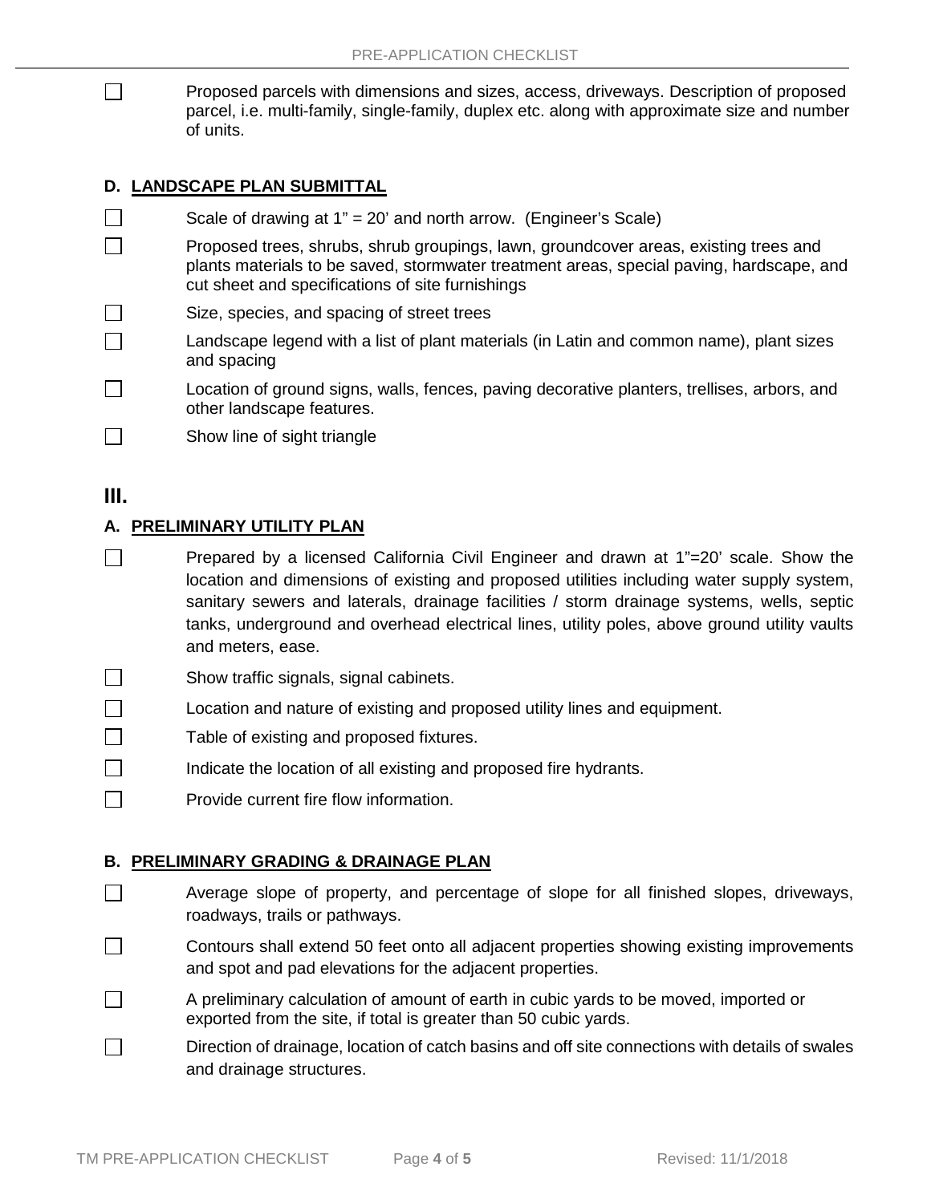- [ ] Proposed parcels with dimensions and sizes, access, driveways. Description of proposed parcel, i.e. multi-family, single-family, duplex etc. along with approximate size and number of units.

### D. LANDSCAPE PLAN SUBMITTAL

- [ ] Scale of drawing at 1" = 20' and north arrow. (Engineer's Scale)
- [ ] Proposed trees, shrubs, shrub groupings, lawn, groundcover areas, existing trees and plants materials to be saved, stormwater treatment areas, special paving, hardscape, and cut sheet and specifications of site furnishings
- [ ] Size, species, and spacing of street trees
- [ ] Landscape legend with a list of plant materials (in Latin and common name), plant sizes and spacing
- [ ] Location of ground signs, walls, fences, paving decorative planters, trellises, arbors, and other landscape features.
- [ ] Show line of sight triangle

## III.

### A. PRELIMINARY UTILITY PLAN

- [ ] Prepared by a licensed California Civil Engineer and drawn at 1"=20' scale. Show the location and dimensions of existing and proposed utilities including water supply system, sanitary sewers and laterals, drainage facilities / storm drainage systems, wells, septic tanks, underground and overhead electrical lines, utility poles, above ground utility vaults and meters, ease.
- [ ] Show traffic signals, signal cabinets.
- [ ] Location and nature of existing and proposed utility lines and equipment.
- [ ] Table of existing and proposed fixtures.
- [ ] Indicate the location of all existing and proposed fire hydrants.
- [ ] Provide current fire flow information.

### B. PRELIMINARY GRADING & DRAINAGE PLAN

- [ ] Average slope of property, and percentage of slope for all finished slopes, driveways, roadways, trails or pathways.
- [ ] Contours shall extend 50 feet onto all adjacent properties showing existing improvements and spot and pad elevations for the adjacent properties.
- [ ] A preliminary calculation of amount of earth in cubic yards to be moved, imported or exported from the site, if total is greater than 50 cubic yards.
- [ ] Direction of drainage, location of catch basins and off site connections with details of swales and drainage structures.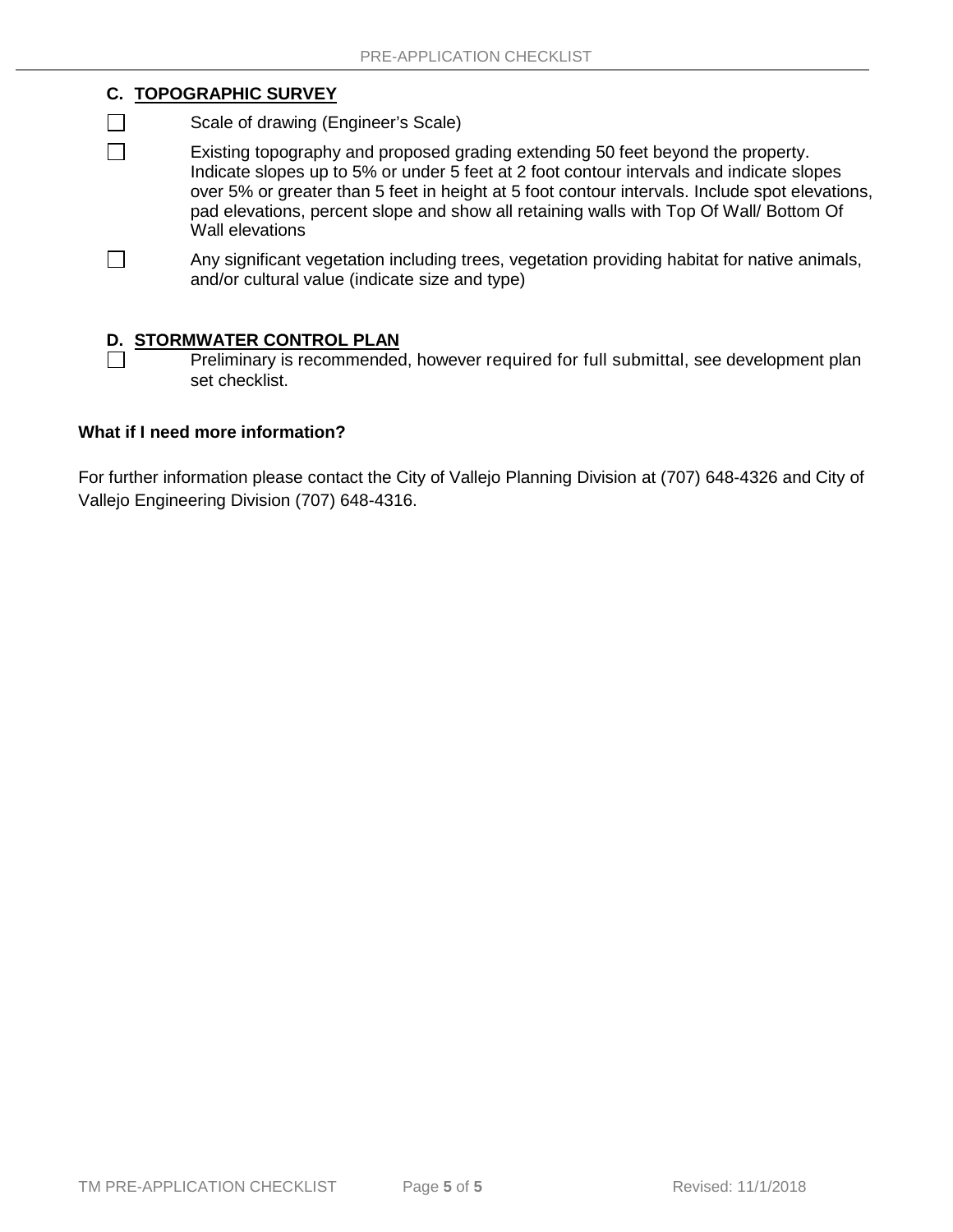## C. TOPOGRAPHIC SURVEY

- [ ] Scale of drawing (Engineer's Scale)
- [ ] Existing topography and proposed grading extending 50 feet beyond the property. Indicate slopes up to 5% or under 5 feet at 2 foot contour intervals and indicate slopes over 5% or greater than 5 feet in height at 5 foot contour intervals. Include spot elevations, pad elevations, percent slope and show all retaining walls with Top Of Wall/ Bottom Of Wall elevations
- [ ] Any significant vegetation including trees, vegetation providing habitat for native animals, and/or cultural value (indicate size and type)

## D. STORMWATER CONTROL PLAN

- [ ] Preliminary is recommended, however required for full submittal, see development plan set checklist.

**What if I need more information?**

For further information please contact the City of Vallejo Planning Division at (707) 648-4326 and City of Vallejo Engineering Division (707) 648-4316.